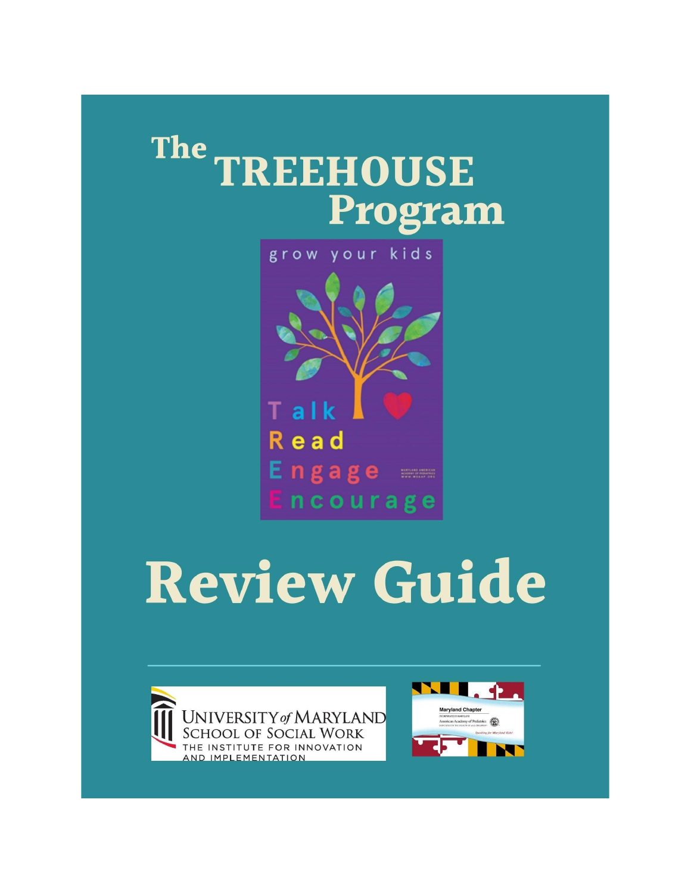# The TREEHOUSE Program

grow your kids

Talk
Read
Engage
Encourage

# Review Guide

UNIVERSITY of MARYLAND
SCHOOL OF SOCIAL WORK
THE INSTITUTE FOR INNOVATION AND IMPLEMENTATION

Maryland Chapter
American Academy of Pediatrics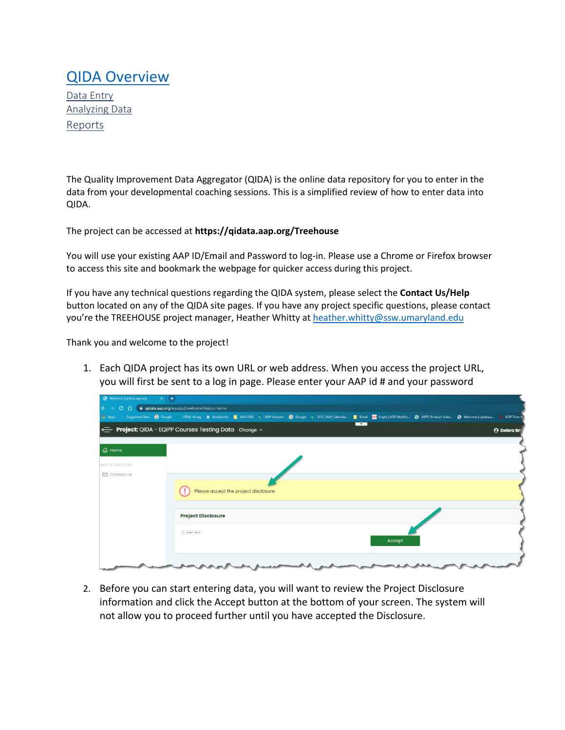# [QIDA Overview]()

[Data Entry]()
[Analyzing Data]()
[Reports]()

The Quality Improvement Data Aggregator (QIDA) is the online data repository for you to enter in the data from your developmental coaching sessions. This is a simplified review of how to enter data into QIDA.

The project can be accessed at **https://qidata.aap.org/Treehouse**

You will use your existing AAP ID/Email and Password to log-in. Please use a Chrome or Firefox browser to access this site and bookmark the webpage for quicker access during this project.

If you have any technical questions regarding the QIDA system, please select the **Contact Us/Help** button located on any of the QIDA site pages. If you have any project specific questions, please contact you're the TREEHOUSE project manager, Heather Whitty at [heather.whitty@ssw.umaryland.edu](mailto:heather.whitty@ssw.umaryland.edu)

Thank you and welcome to the project!

1. Each QIDA project has its own URL or web address. When you access the project URL, you will first be sent to a log in page. Please enter your AAP id # and your password

2. Before you can start entering data, you will want to review the Project Disclosure information and click the Accept button at the bottom of your screen. The system will not allow you to proceed further until you have accepted the Disclosure.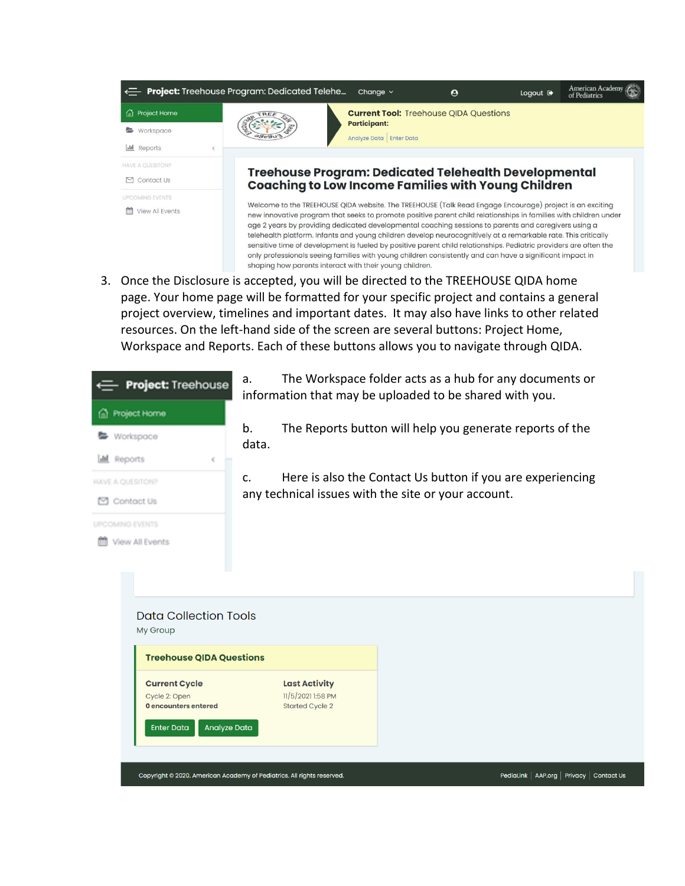3. Once the Disclosure is accepted, you will be directed to the TREEHOUSE QIDA home page. Your home page will be formatted for your specific project and contains a general project overview, timelines and important dates. It may also have links to other related resources. On the left-hand side of the screen are several buttons: Project Home, Workspace and Reports. Each of these buttons allows you to navigate through QIDA.

   a. The Workspace folder acts as a hub for any documents or information that may be uploaded to be shared with you.

   b. The Reports button will help you generate reports of the data.

   c. Here is also the Contact Us button if you are experiencing any technical issues with the site or your account.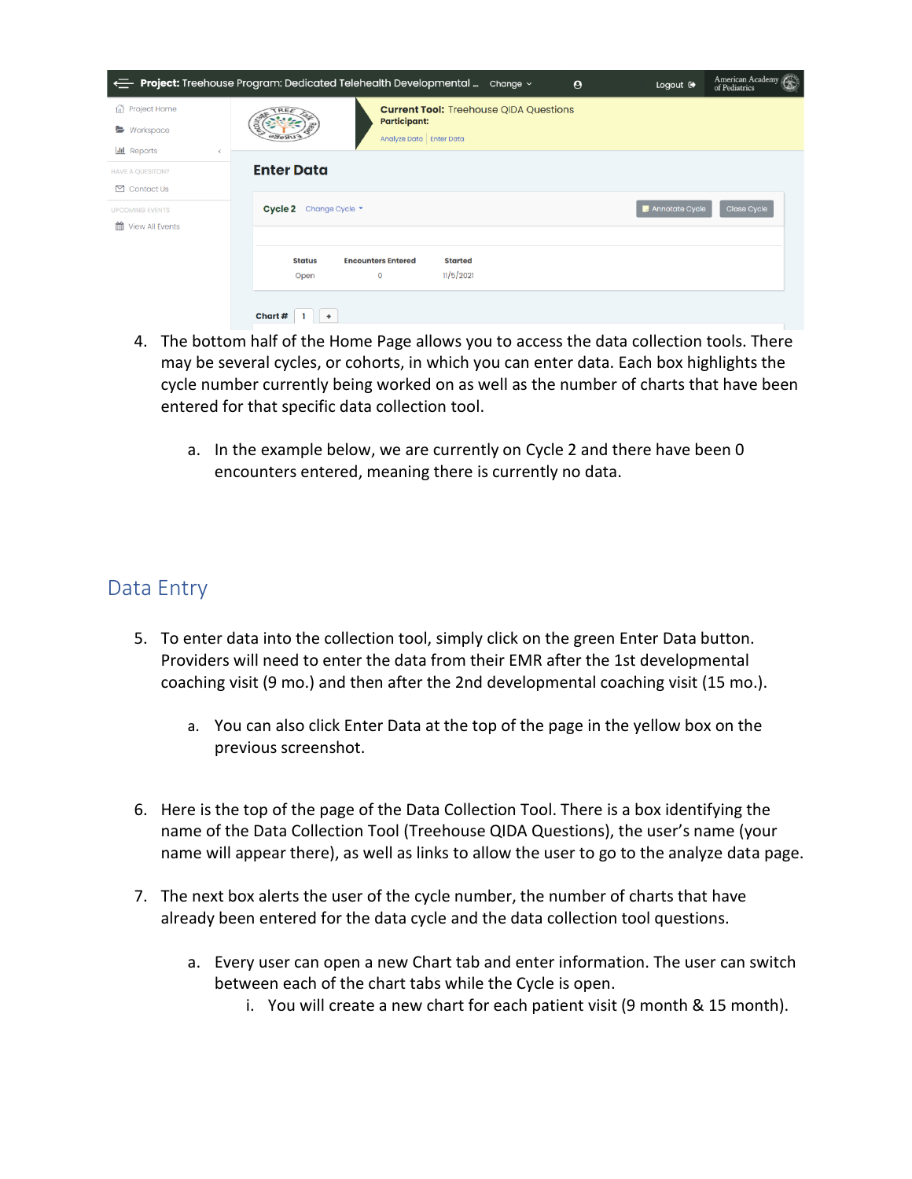4. The bottom half of the Home Page allows you to access the data collection tools. There may be several cycles, or cohorts, in which you can enter data. Each box highlights the cycle number currently being worked on as well as the number of charts that have been entered for that specific data collection tool.

   a. In the example below, we are currently on Cycle 2 and there have been 0 encounters entered, meaning there is currently no data.

## Data Entry

5. To enter data into the collection tool, simply click on the green Enter Data button. Providers will need to enter the data from their EMR after the 1st developmental coaching visit (9 mo.) and then after the 2nd developmental coaching visit (15 mo.).

   a. You can also click Enter Data at the top of the page in the yellow box on the previous screenshot.

6. Here is the top of the page of the Data Collection Tool. There is a box identifying the name of the Data Collection Tool (Treehouse QIDA Questions), the user's name (your name will appear there), as well as links to allow the user to go to the analyze data page.

7. The next box alerts the user of the cycle number, the number of charts that have already been entered for the data cycle and the data collection tool questions.

   a. Every user can open a new Chart tab and enter information. The user can switch between each of the chart tabs while the Cycle is open.

      i. You will create a new chart for each patient visit (9 month & 15 month).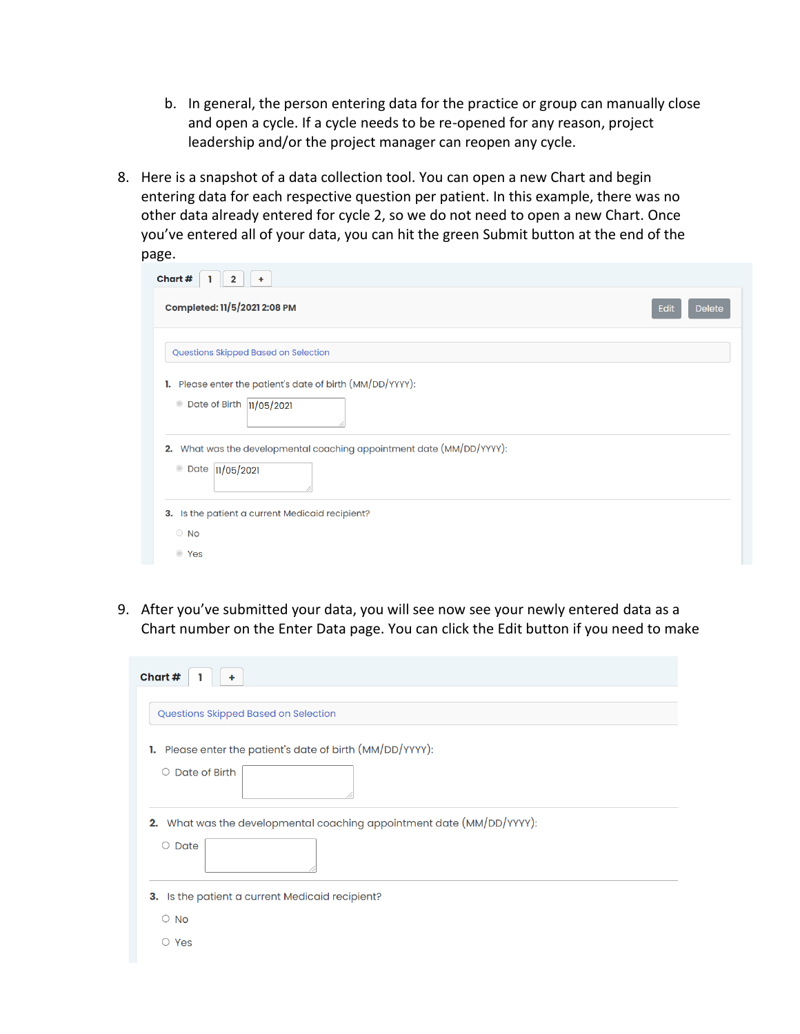b. In general, the person entering data for the practice or group can manually close and open a cycle. If a cycle needs to be re-opened for any reason, project leadership and/or the project manager can reopen any cycle.

8. Here is a snapshot of a data collection tool. You can open a new Chart and begin entering data for each respective question per patient. In this example, there was no other data already entered for cycle 2, so we do not need to open a new Chart. Once you've entered all of your data, you can hit the green Submit button at the end of the page.

   **Chart #** 1 | 2 | +

   **Completed: 11/5/2021 2:08 PM** Edit Delete

   Questions Skipped Based on Selection

   **1.** Please enter the patient's date of birth (MM/DD/YYYY):
   Date of Birth 11/05/2021

   **2.** What was the developmental coaching appointment date (MM/DD/YYYY):
   Date 11/05/2021

   **3.** Is the patient a current Medicaid recipient?
   No
   Yes

9. After you've submitted your data, you will see now see your newly entered data as a Chart number on the Enter Data page. You can click the Edit button if you need to make

   **Chart #** 1 | +

   Questions Skipped Based on Selection

   **1.** Please enter the patient's date of birth (MM/DD/YYYY):
   Date of Birth

   **2.** What was the developmental coaching appointment date (MM/DD/YYYY):
   Date

   **3.** Is the patient a current Medicaid recipient?
   No
   Yes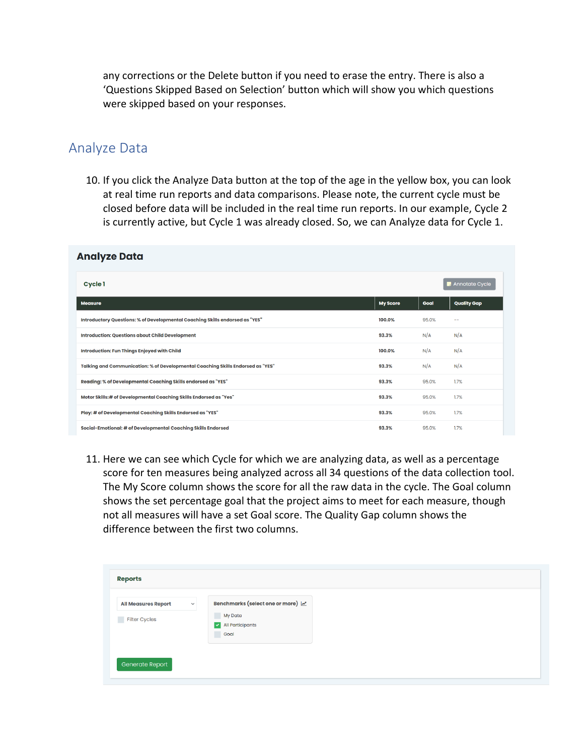any corrections or the Delete button if you need to erase the entry. There is also a 'Questions Skipped Based on Selection' button which will show you which questions were skipped based on your responses.

## Analyze Data

10. If you click the Analyze Data button at the top of the age in the yellow box, you can look at real time run reports and data comparisons. Please note, the current cycle must be closed before data will be included in the real time run reports. In our example, Cycle 2 is currently active, but Cycle 1 was already closed. So, we can Analyze data for Cycle 1.

**Analyze Data**

**Cycle 1** — Annotate Cycle

| Measure | My Score | Goal | Quality Gap |
|---|---|---|---|
| Introductory Questions: % of Developmental Coaching Skills endorsed as "YES" | 100.0% | 95.0% | -- |
| Introduction: Questions about Child Development | 93.3% | N/A | N/A |
| Introduction: Fun Things Enjoyed with Child | 100.0% | N/A | N/A |
| Talking and Communication: % of Developmental Coaching Skills Endorsed as "YES" | 93.3% | N/A | N/A |
| Reading: % of Developmental Coaching Skills endorsed as "YES" | 93.3% | 95.0% | 1.7% |
| Motor Skills:# of Developmental Coaching Skills Endorsed as "Yes" | 93.3% | 95.0% | 1.7% |
| Play: # of Developmental Coaching Skills Endorsed as "YES" | 93.3% | 95.0% | 1.7% |
| Social-Emotional: # of Developmental Coaching Skills Endorsed | 93.3% | 95.0% | 1.7% |

11. Here we can see which Cycle for which we are analyzing data, as well as a percentage score for ten measures being analyzed across all 34 questions of the data collection tool. The My Score column shows the score for all the raw data in the cycle. The Goal column shows the set percentage goal that the project aims to meet for each measure, though not all measures will have a set Goal score. The Quality Gap column shows the difference between the first two columns.

**Reports**

All Measures Report

- [ ] Filter Cycles

Benchmarks (select one or more)

- [ ] My Data
- [x] All Participants
- [ ] Goal

Generate Report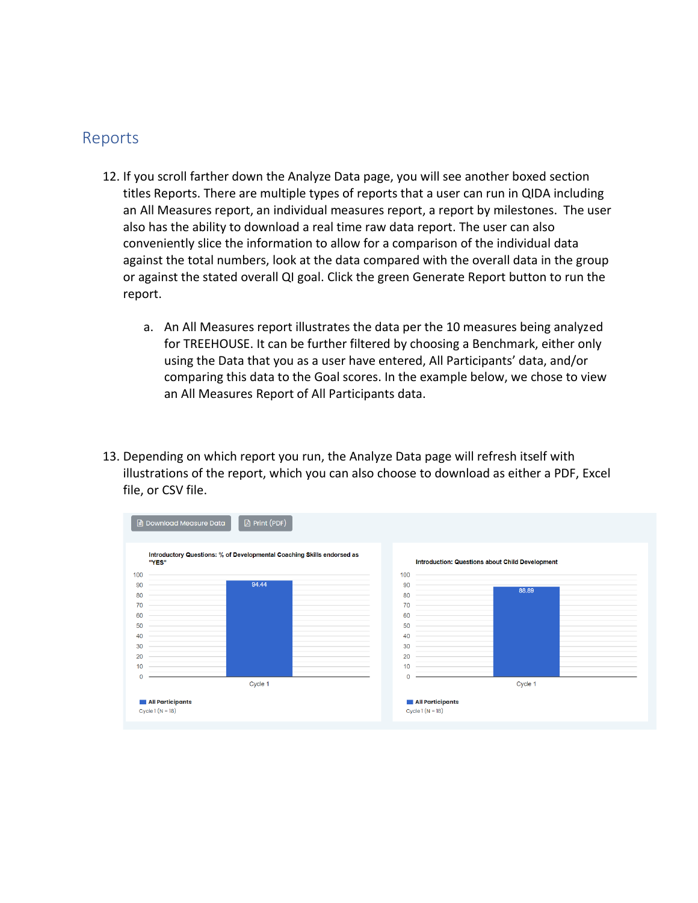## Reports

12. If you scroll farther down the Analyze Data page, you will see another boxed section titles Reports. There are multiple types of reports that a user can run in QIDA including an All Measures report, an individual measures report, a report by milestones. The user also has the ability to download a real time raw data report. The user can also conveniently slice the information to allow for a comparison of the individual data against the total numbers, look at the data compared with the overall data in the group or against the stated overall QI goal. Click the green Generate Report button to run the report.

    a. An All Measures report illustrates the data per the 10 measures being analyzed for TREEHOUSE. It can be further filtered by choosing a Benchmark, either only using the Data that you as a user have entered, All Participants' data, and/or comparing this data to the Goal scores. In the example below, we chose to view an All Measures Report of All Participants data.

13. Depending on which report you run, the Analyze Data page will refresh itself with illustrations of the report, which you can also choose to download as either a PDF, Excel file, or CSV file.

Download Measure Data
Print (PDF)

Introductory Questions: % of Developmental Coaching Skills endorsed as "YES"
100
90
80
70
60
50
40
30
20
10
0
94.44
Cycle 1
All Participants
Cycle 1 (N = 18)

Introduction: Questions about Child Development
100
90
80
70
60
50
40
30
20
10
0
88.89
Cycle 1
All Participants
Cycle 1 (N = 18)